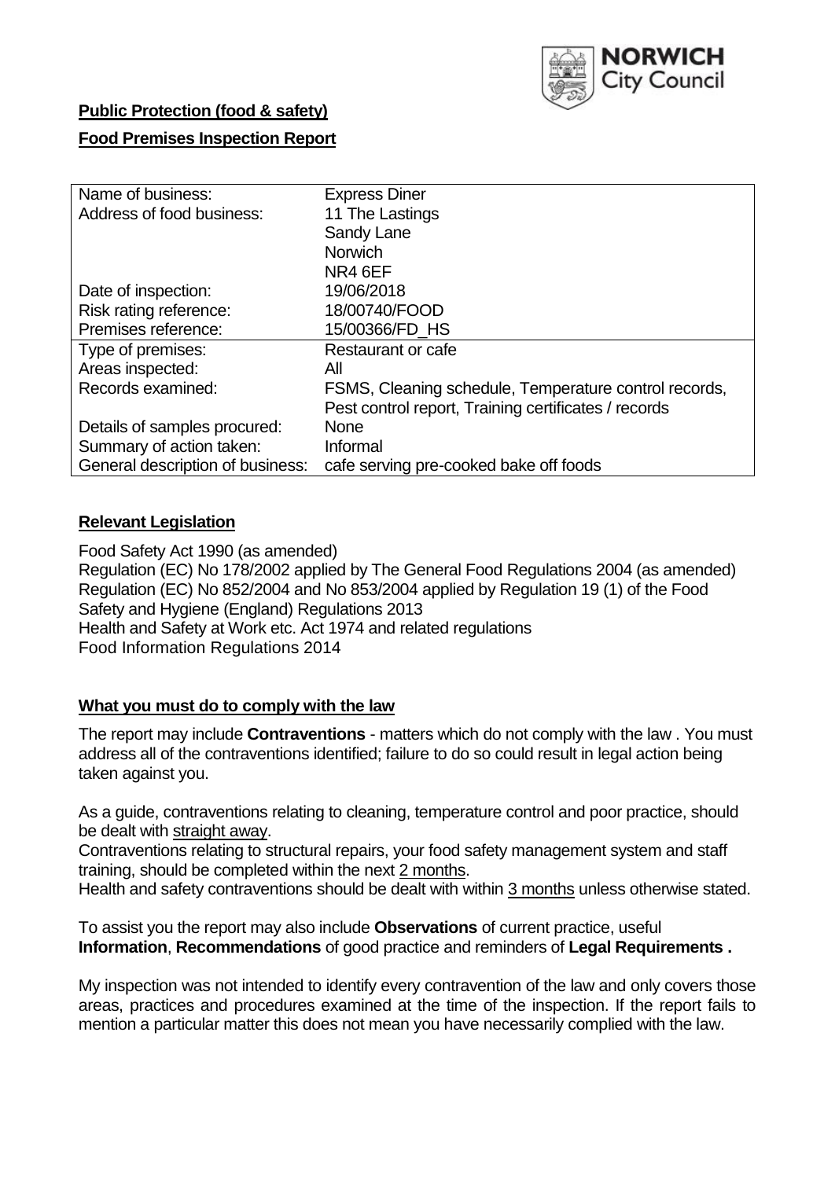**Public Protection (food & safety)**

**Food Premises Inspection Report**

| Name of business: | Express Diner |
| --- | --- |
| Address of food business: | 11 The Lastings<br>Sandy Lane<br>Norwich<br>NR4 6EF |
| Date of inspection: | 19/06/2018 |
| Risk rating reference: | 18/00740/FOOD |
| Premises reference: | 15/00366/FD_HS |
| Type of premises: | Restaurant or cafe |
| Areas inspected: | All |
| Records examined: | FSMS, Cleaning schedule, Temperature control records, Pest control report, Training certificates / records |
| Details of samples procured: | None |
| Summary of action taken: | Informal |
| General description of business: | cafe serving pre-cooked bake off foods |

## Relevant Legislation

Food Safety Act 1990 (as amended)
Regulation (EC) No 178/2002 applied by The General Food Regulations 2004 (as amended)
Regulation (EC) No 852/2004 and No 853/2004 applied by Regulation 19 (1) of the Food Safety and Hygiene (England) Regulations 2013
Health and Safety at Work etc. Act 1974 and related regulations
Food Information Regulations 2014

## What you must do to comply with the law

The report may include **Contraventions** - matters which do not comply with the law . You must address all of the contraventions identified; failure to do so could result in legal action being taken against you.

As a guide, contraventions relating to cleaning, temperature control and poor practice, should be dealt with straight away.
Contraventions relating to structural repairs, your food safety management system and staff training, should be completed within the next 2 months.
Health and safety contraventions should be dealt with within 3 months unless otherwise stated.

To assist you the report may also include **Observations** of current practice, useful **Information**, **Recommendations** of good practice and reminders of **Legal Requirements .**

My inspection was not intended to identify every contravention of the law and only covers those areas, practices and procedures examined at the time of the inspection. If the report fails to mention a particular matter this does not mean you have necessarily complied with the law.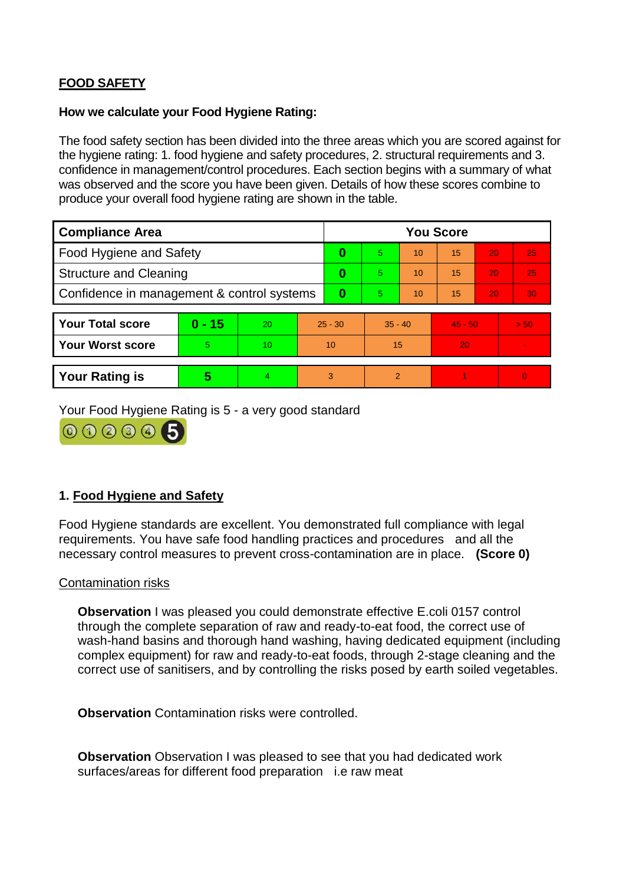## FOOD SAFETY

**How we calculate your Food Hygiene Rating:**

The food safety section has been divided into the three areas which you are scored against for the hygiene rating: 1. food hygiene and safety procedures, 2. structural requirements and 3. confidence in management/control procedures. Each section begins with a summary of what was observed and the score you have been given. Details of how these scores combine to produce your overall food hygiene rating are shown in the table.

| Compliance Area | You Score | | | | | |
|---|---|---|---|---|---|---|
| Food Hygiene and Safety | **0** | 5 | 10 | 15 | 20 | 25 |
| Structure and Cleaning | **0** | 5 | 10 | 15 | 20 | 25 |
| Confidence in management & control systems | **0** | 5 | 10 | 15 | 20 | 30 |

| | | | | | | |
|---|---|---|---|---|---|---|
| **Your Total score** | **0 - 15** | 20 | 25 - 30 | 35 - 40 | 45 - 50 | > 50 |
| **Your Worst score** | 5 | 10 | 10 | 15 | 20 | - |

| | | | | | | |
|---|---|---|---|---|---|---|
| **Your Rating is** | **5** | 4 | 3 | 2 | 1 | 0 |

Your Food Hygiene Rating is 5 - a very good standard

### 1. Food Hygiene and Safety

Food Hygiene standards are excellent. You demonstrated full compliance with legal requirements. You have safe food handling practices and procedures and all the necessary control measures to prevent cross-contamination are in place. **(Score 0)**

Contamination risks

**Observation** I was pleased you could demonstrate effective E.coli 0157 control through the complete separation of raw and ready-to-eat food, the correct use of wash-hand basins and thorough hand washing, having dedicated equipment (including complex equipment) for raw and ready-to-eat foods, through 2-stage cleaning and the correct use of sanitisers, and by controlling the risks posed by earth soiled vegetables.

**Observation** Contamination risks were controlled.

**Observation** Observation I was pleased to see that you had dedicated work surfaces/areas for different food preparation i.e raw meat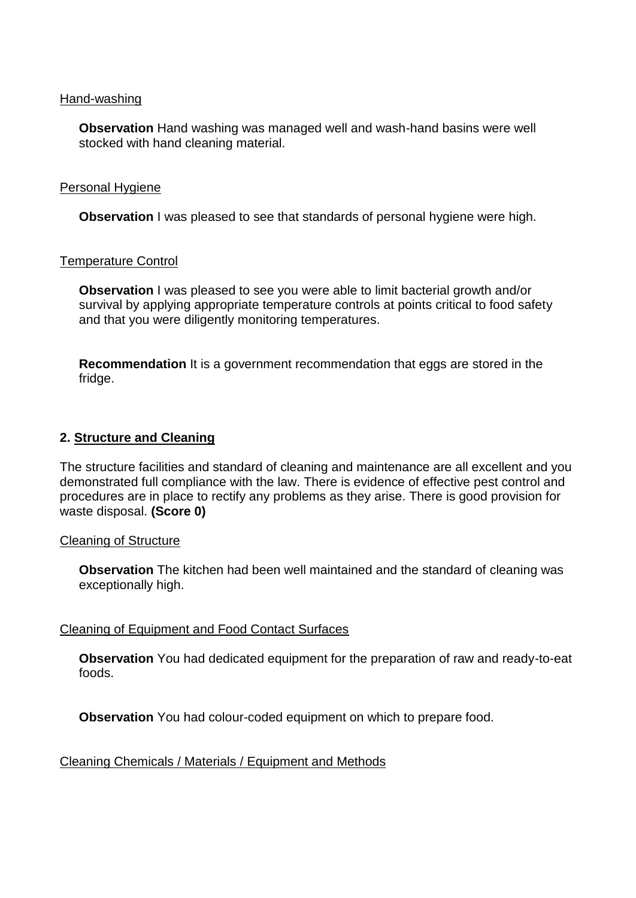Hand-washing

**Observation** Hand washing was managed well and wash-hand basins were well stocked with hand cleaning material.

Personal Hygiene

**Observation** I was pleased to see that standards of personal hygiene were high.

Temperature Control

**Observation** I was pleased to see you were able to limit bacterial growth and/or survival by applying appropriate temperature controls at points critical to food safety and that you were diligently monitoring temperatures.

**Recommendation** It is a government recommendation that eggs are stored in the fridge.

## 2. Structure and Cleaning

The structure facilities and standard of cleaning and maintenance are all excellent and you demonstrated full compliance with the law. There is evidence of effective pest control and procedures are in place to rectify any problems as they arise. There is good provision for waste disposal. **(Score 0)**

Cleaning of Structure

**Observation** The kitchen had been well maintained and the standard of cleaning was exceptionally high.

Cleaning of Equipment and Food Contact Surfaces

**Observation** You had dedicated equipment for the preparation of raw and ready-to-eat foods.

**Observation** You had colour-coded equipment on which to prepare food.

Cleaning Chemicals / Materials / Equipment and Methods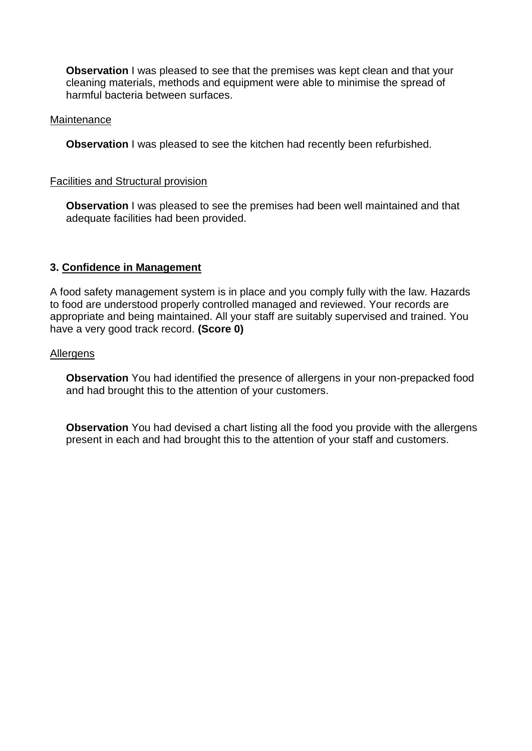**Observation** I was pleased to see that the premises was kept clean and that your cleaning materials, methods and equipment were able to minimise the spread of harmful bacteria between surfaces.

Maintenance

**Observation** I was pleased to see the kitchen had recently been refurbished.

Facilities and Structural provision

**Observation** I was pleased to see the premises had been well maintained and that adequate facilities had been provided.

### 3. Confidence in Management

A food safety management system is in place and you comply fully with the law. Hazards to food are understood properly controlled managed and reviewed. Your records are appropriate and being maintained. All your staff are suitably supervised and trained. You have a very good track record. **(Score 0)**

Allergens

**Observation** You had identified the presence of allergens in your non-prepacked food and had brought this to the attention of your customers.

**Observation** You had devised a chart listing all the food you provide with the allergens present in each and had brought this to the attention of your staff and customers.